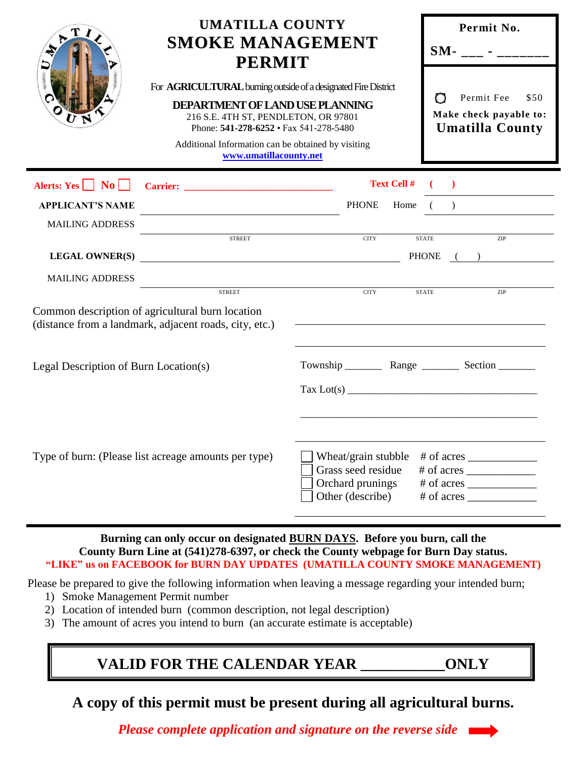# UMATILLA COUNTY
# SMOKE MANAGEMENT PERMIT

For **AGRICULTURAL** burning outside of a designated Fire District

**DEPARTMENT OF LAND USE PLANNING**
216 S.E. 4TH ST, PENDLETON, OR 97801
Phone: **541-278-6252** • Fax 541-278-5480

Additional Information can be obtained by visiting
**www.umatillacounty.net**

**Permit No.**

**SM- ___ - _______**

☐ Permit Fee $50

**Make check payable to:**
**Umatilla County**

---

**Alerts: Yes** ☐ **No** ☐ **Carrier:** ____________________________ **Text Cell #** ( )

**APPLICANT'S NAME** ____________________________ PHONE Home ( )

MAILING ADDRESS ____________________________

STREET CITY STATE ZIP

**LEGAL OWNER(S)** ____________________________ PHONE ( )

MAILING ADDRESS ____________________________

STREET CITY STATE ZIP

Common description of agricultural burn location
(distance from a landmark, adjacent roads, city, etc.) ____________________________

____________________________

Legal Description of Burn Location(s) Township _______ Range _______ Section _______

Tax Lot(s) ____________________________

____________________________

Type of burn: (Please list acreage amounts per type)

- ☐ Wheat/grain stubble # of acres ___________
- ☐ Grass seed residue # of acres ___________
- ☐ Orchard prunings # of acres ___________
- ☐ Other (describe) # of acres ___________

---

**Burning can only occur on designated BURN DAYS. Before you burn, call the County Burn Line at (541)278-6397, or check the County webpage for Burn Day status.**
**"LIKE" us on FACEBOOK for BURN DAY UPDATES (UMATILLA COUNTY SMOKE MANAGEMENT)**

Please be prepared to give the following information when leaving a message regarding your intended burn;

1) Smoke Management Permit number
2) Location of intended burn (common description, not legal description)
3) The amount of acres you intend to burn (an accurate estimate is acceptable)

**VALID FOR THE CALENDAR YEAR __________ONLY**

**A copy of this permit must be present during all agricultural burns.**

***Please complete application and signature on the reverse side*** ➡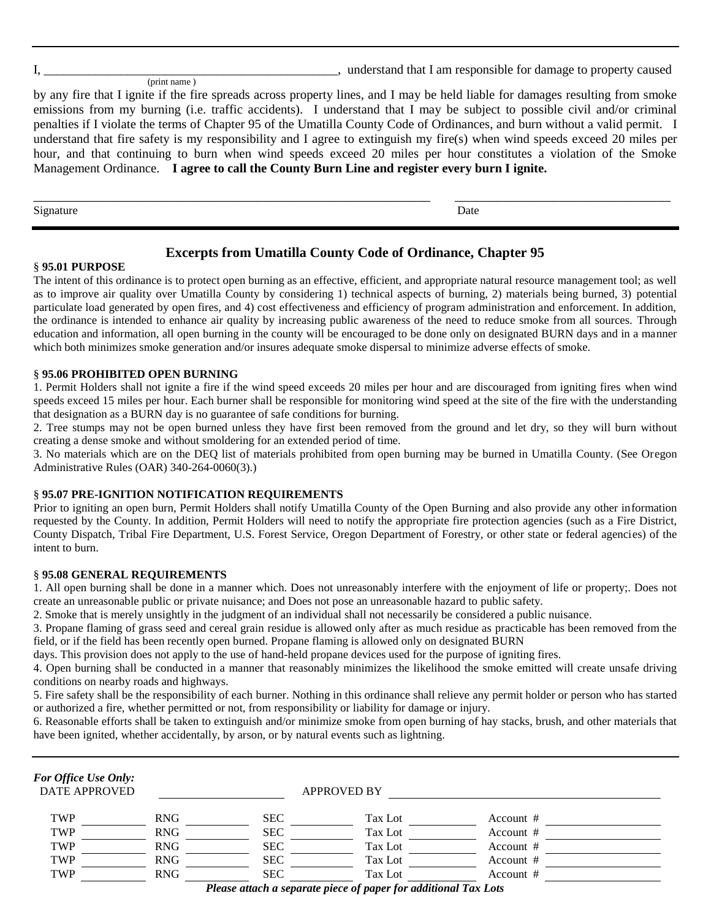I, ________________________________________________, understand that I am responsible for damage to property caused
(print name)

by any fire that I ignite if the fire spreads across property lines, and I may be held liable for damages resulting from smoke emissions from my burning (i.e. traffic accidents). I understand that I may be subject to possible civil and/or criminal penalties if I violate the terms of Chapter 95 of the Umatilla County Code of Ordinances, and burn without a valid permit. I understand that fire safety is my responsibility and I agree to extinguish my fire(s) when wind speeds exceed 20 miles per hour, and that continuing to burn when wind speeds exceed 20 miles per hour constitutes a violation of the Smoke Management Ordinance. **I agree to call the County Burn Line and register every burn I ignite.**

_________________________________________________________________ ___________________________________

Signature Date

## Excerpts from Umatilla County Code of Ordinance, Chapter 95

**§ 95.01 PURPOSE**

The intent of this ordinance is to protect open burning as an effective, efficient, and appropriate natural resource management tool; as well as to improve air quality over Umatilla County by considering 1) technical aspects of burning, 2) materials being burned, 3) potential particulate load generated by open fires, and 4) cost effectiveness and efficiency of program administration and enforcement. In addition, the ordinance is intended to enhance air quality by increasing public awareness of the need to reduce smoke from all sources. Through education and information, all open burning in the county will be encouraged to be done only on designated BURN days and in a manner which both minimizes smoke generation and/or insures adequate smoke dispersal to minimize adverse effects of smoke.

**§ 95.06 PROHIBITED OPEN BURNING**

1. Permit Holders shall not ignite a fire if the wind speed exceeds 20 miles per hour and are discouraged from igniting fires when wind speeds exceed 15 miles per hour. Each burner shall be responsible for monitoring wind speed at the site of the fire with the understanding that designation as a BURN day is no guarantee of safe conditions for burning.
2. Tree stumps may not be open burned unless they have first been removed from the ground and let dry, so they will burn without creating a dense smoke and without smoldering for an extended period of time.
3. No materials which are on the DEQ list of materials prohibited from open burning may be burned in Umatilla County. (See Oregon Administrative Rules (OAR) 340-264-0060(3).)

**§ 95.07 PRE-IGNITION NOTIFICATION REQUIREMENTS**

Prior to igniting an open burn, Permit Holders shall notify Umatilla County of the Open Burning and also provide any other information requested by the County. In addition, Permit Holders will need to notify the appropriate fire protection agencies (such as a Fire District, County Dispatch, Tribal Fire Department, U.S. Forest Service, Oregon Department of Forestry, or other state or federal agencies) of the intent to burn.

**§ 95.08 GENERAL REQUIREMENTS**

1. All open burning shall be done in a manner which. Does not unreasonably interfere with the enjoyment of life or property;. Does not create an unreasonable public or private nuisance; and Does not pose an unreasonable hazard to public safety.
2. Smoke that is merely unsightly in the judgment of an individual shall not necessarily be considered a public nuisance.
3. Propane flaming of grass seed and cereal grain residue is allowed only after as much residue as practicable has been removed from the field, or if the field has been recently open burned. Propane flaming is allowed only on designated BURN days. This provision does not apply to the use of hand-held propane devices used for the purpose of igniting fires.
4. Open burning shall be conducted in a manner that reasonably minimizes the likelihood the smoke emitted will create unsafe driving conditions on nearby roads and highways.
5. Fire safety shall be the responsibility of each burner. Nothing in this ordinance shall relieve any permit holder or person who has started or authorized a fire, whether permitted or not, from responsibility or liability for damage or injury.
6. Reasonable efforts shall be taken to extinguish and/or minimize smoke from open burning of hay stacks, brush, and other materials that have been ignited, whether accidentally, by arson, or by natural events such as lightning.

***For Office Use Only:***

DATE APPROVED ____________________ APPROVED BY ________________________________________

| | | | | | | | | | |
|---|---|---|---|---|---|---|---|---|---|
| TWP | | RNG | | SEC | | Tax Lot | | Account # | |
| TWP | | RNG | | SEC | | Tax Lot | | Account # | |
| TWP | | RNG | | SEC | | Tax Lot | | Account # | |
| TWP | | RNG | | SEC | | Tax Lot | | Account # | |
| TWP | | RNG | | SEC | | Tax Lot | | Account # | |

***Please attach a separate piece of paper for additional Tax Lots***